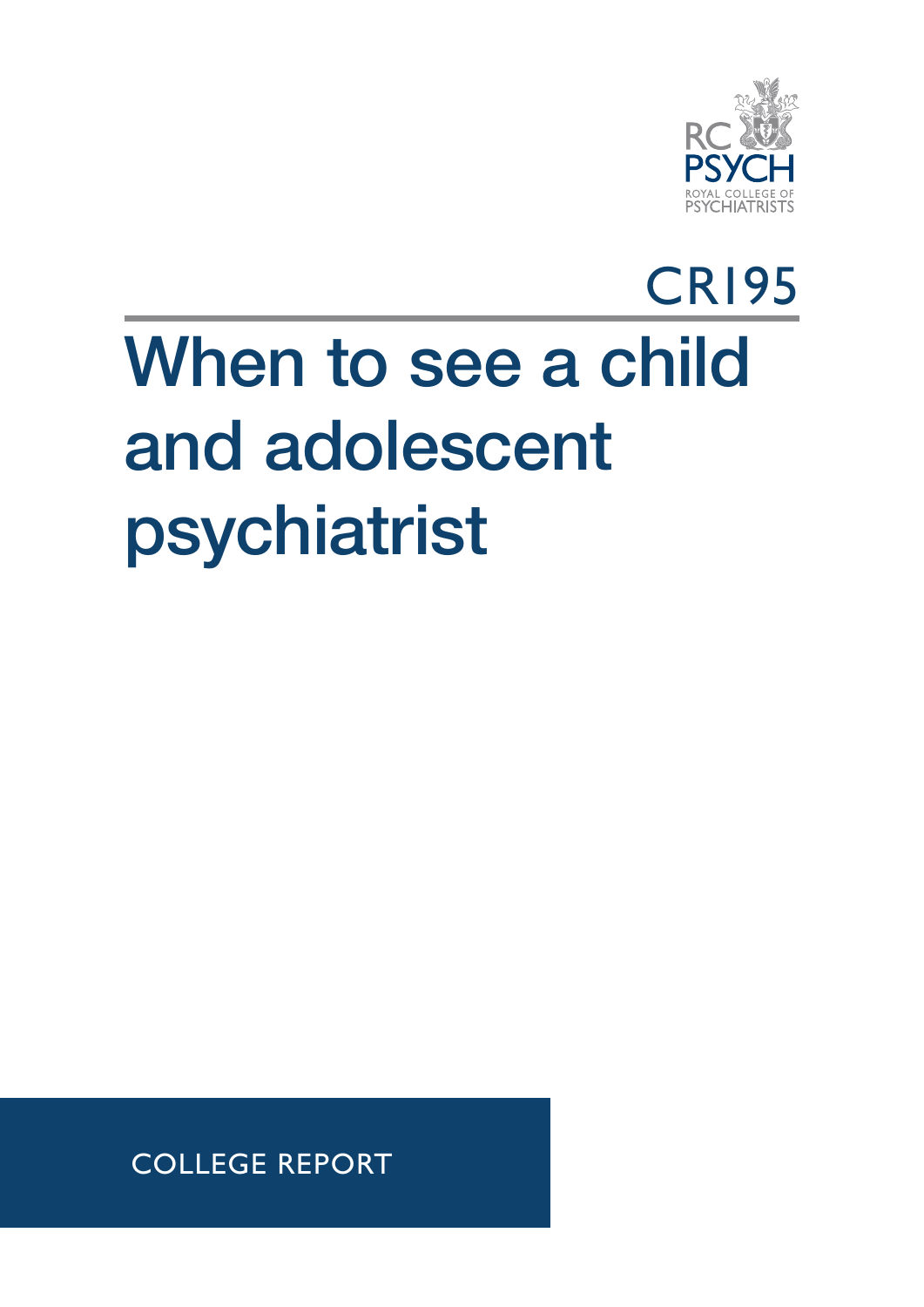RC PSYCH
ROYAL COLLEGE OF PSYCHIATRISTS

CR195

# When to see a child and adolescent psychiatrist

COLLEGE REPORT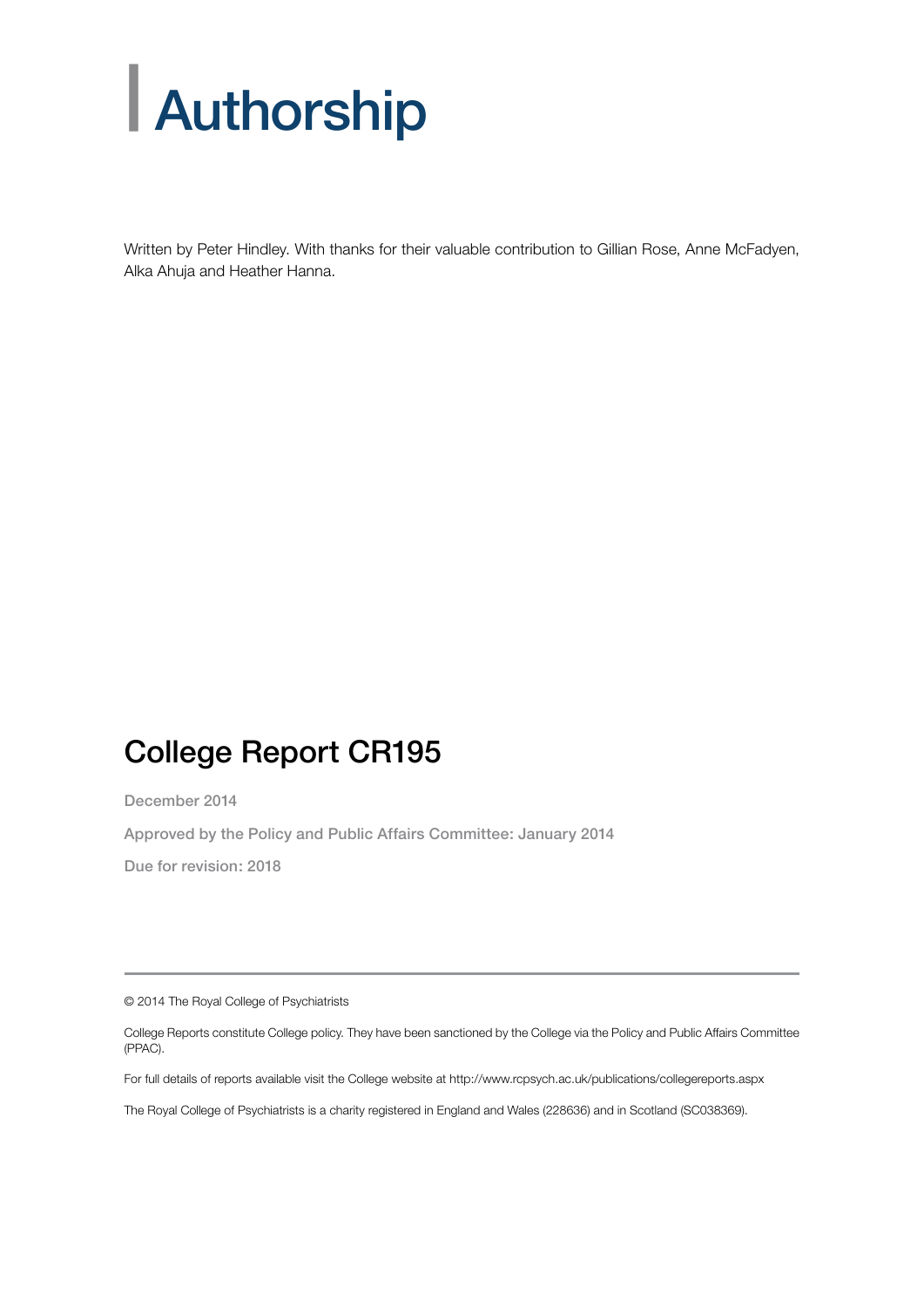# Authorship

Written by Peter Hindley. With thanks for their valuable contribution to Gillian Rose, Anne McFadyen, Alka Ahuja and Heather Hanna.

## College Report CR195

December 2014

Approved by the Policy and Public Affairs Committee: January 2014

Due for revision: 2018

---

© 2014 The Royal College of Psychiatrists

College Reports constitute College policy. They have been sanctioned by the College via the Policy and Public Affairs Committee (PPAC).

For full details of reports available visit the College website at http://www.rcpsych.ac.uk/publications/collegereports.aspx

The Royal College of Psychiatrists is a charity registered in England and Wales (228636) and in Scotland (SC038369).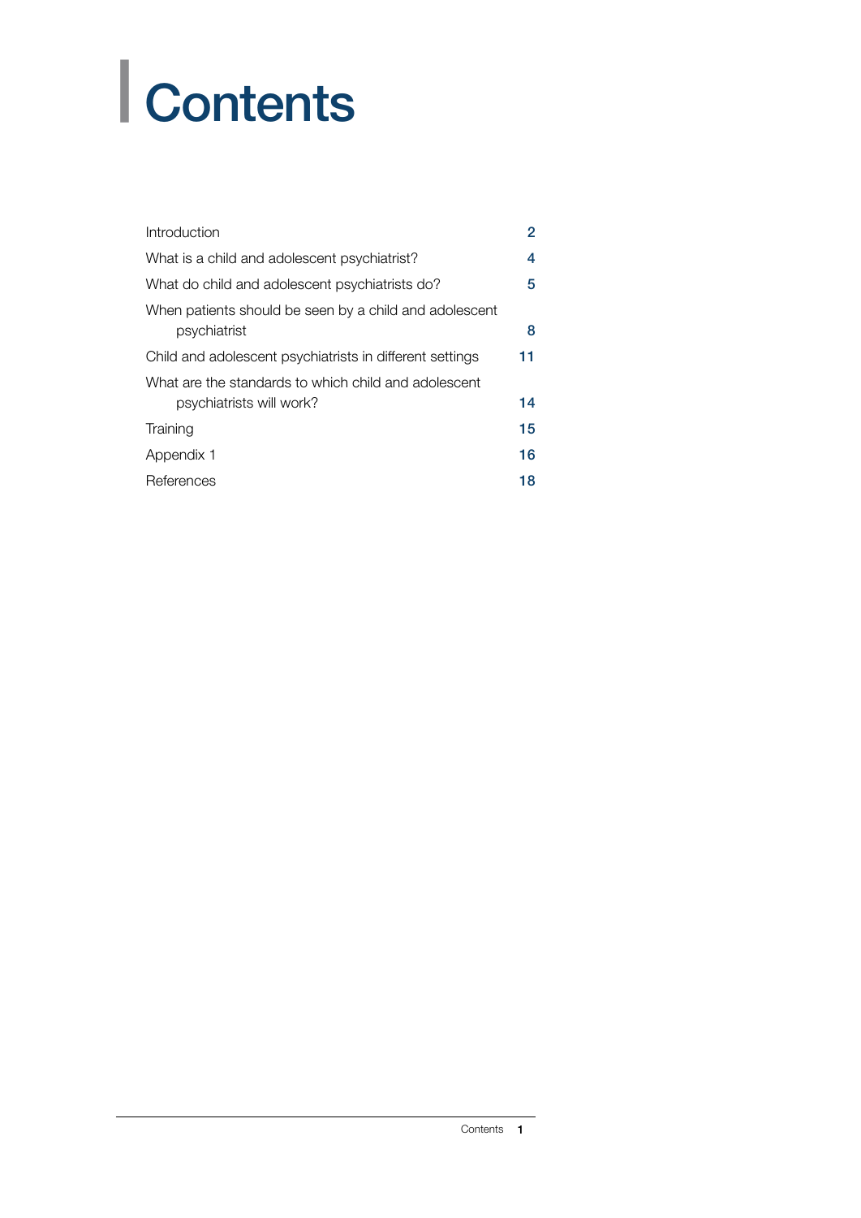# Contents

| | |
|---|---|
| Introduction | 2 |
| What is a child and adolescent psychiatrist? | 4 |
| What do child and adolescent psychiatrists do? | 5 |
| When patients should be seen by a child and adolescent psychiatrist | 8 |
| Child and adolescent psychiatrists in different settings | 11 |
| What are the standards to which child and adolescent psychiatrists will work? | 14 |
| Training | 15 |
| Appendix 1 | 16 |
| References | 18 |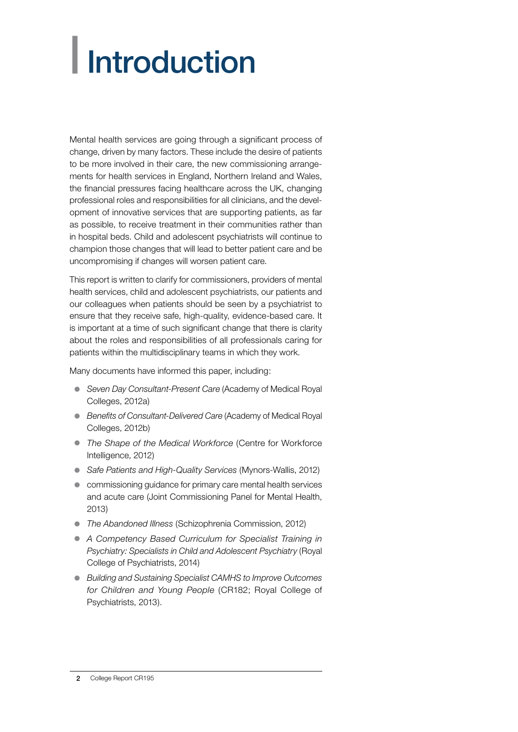# Introduction

Mental health services are going through a significant process of change, driven by many factors. These include the desire of patients to be more involved in their care, the new commissioning arrangements for health services in England, Northern Ireland and Wales, the financial pressures facing healthcare across the UK, changing professional roles and responsibilities for all clinicians, and the development of innovative services that are supporting patients, as far as possible, to receive treatment in their communities rather than in hospital beds. Child and adolescent psychiatrists will continue to champion those changes that will lead to better patient care and be uncompromising if changes will worsen patient care.

This report is written to clarify for commissioners, providers of mental health services, child and adolescent psychiatrists, our patients and our colleagues when patients should be seen by a psychiatrist to ensure that they receive safe, high-quality, evidence-based care. It is important at a time of such significant change that there is clarity about the roles and responsibilities of all professionals caring for patients within the multidisciplinary teams in which they work.

Many documents have informed this paper, including:

- *Seven Day Consultant-Present Care* (Academy of Medical Royal Colleges, 2012a)
- *Benefits of Consultant-Delivered Care* (Academy of Medical Royal Colleges, 2012b)
- *The Shape of the Medical Workforce* (Centre for Workforce Intelligence, 2012)
- *Safe Patients and High-Quality Services* (Mynors-Wallis, 2012)
- commissioning guidance for primary care mental health services and acute care (Joint Commissioning Panel for Mental Health, 2013)
- *The Abandoned Illness* (Schizophrenia Commission, 2012)
- *A Competency Based Curriculum for Specialist Training in Psychiatry: Specialists in Child and Adolescent Psychiatry* (Royal College of Psychiatrists, 2014)
- *Building and Sustaining Specialist CAMHS to Improve Outcomes for Children and Young People* (CR182; Royal College of Psychiatrists, 2013).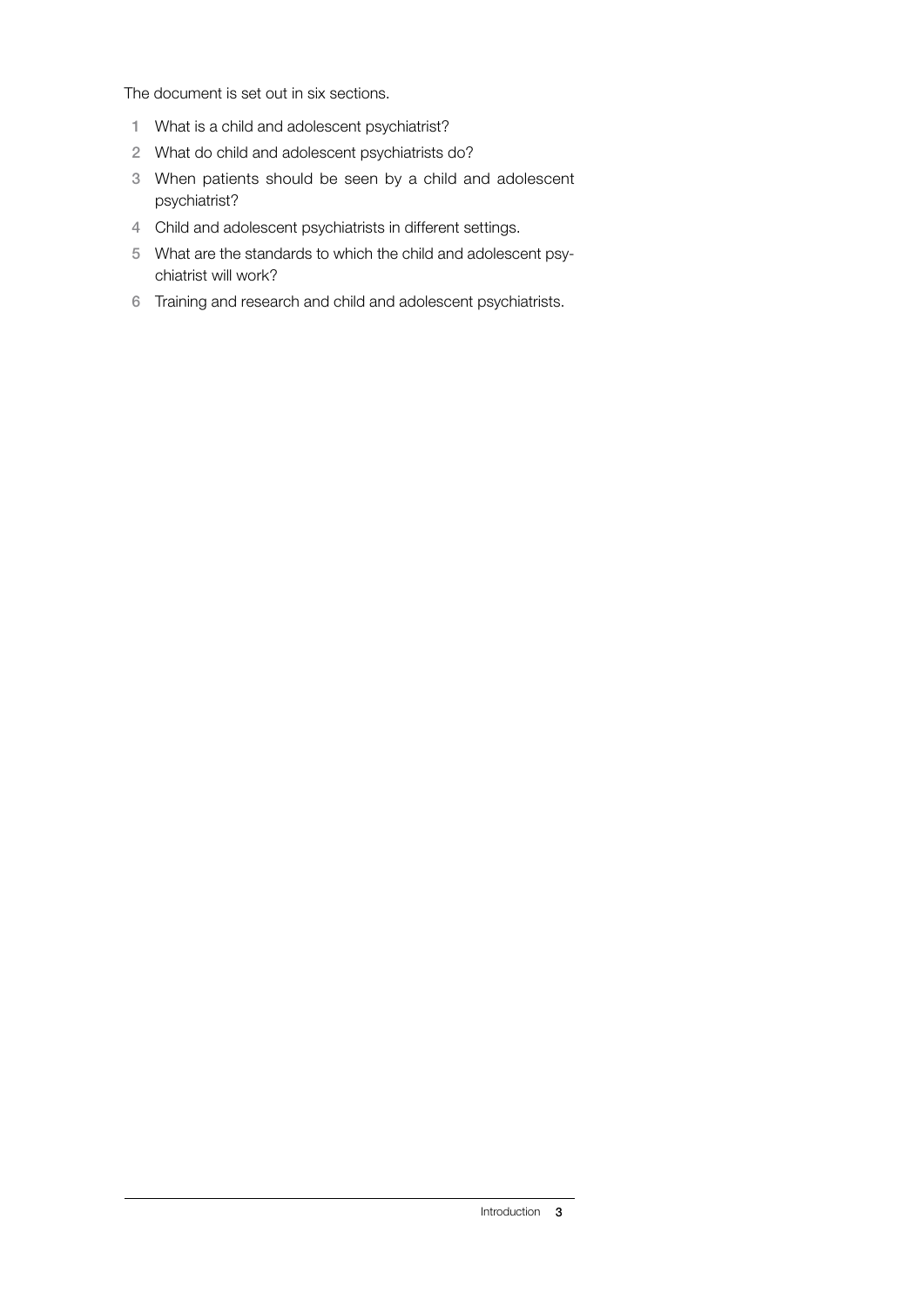The document is set out in six sections.

1. What is a child and adolescent psychiatrist?
2. What do child and adolescent psychiatrists do?
3. When patients should be seen by a child and adolescent psychiatrist?
4. Child and adolescent psychiatrists in different settings.
5. What are the standards to which the child and adolescent psychiatrist will work?
6. Training and research and child and adolescent psychiatrists.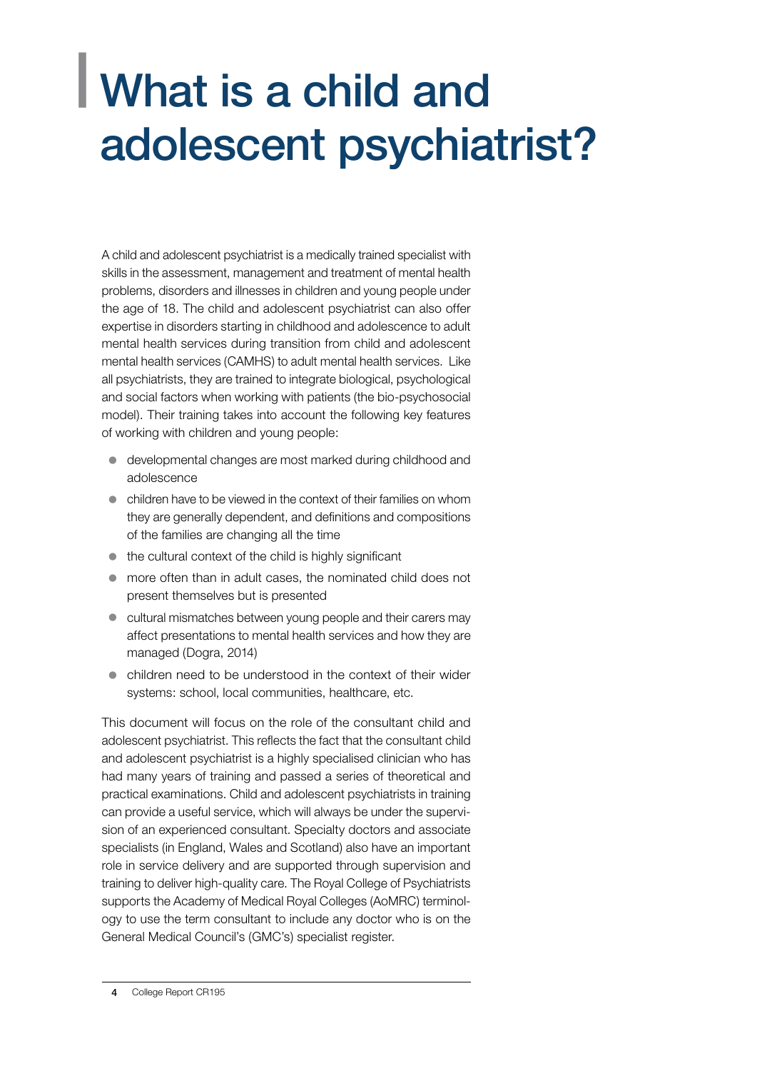# What is a child and adolescent psychiatrist?

A child and adolescent psychiatrist is a medically trained specialist with skills in the assessment, management and treatment of mental health problems, disorders and illnesses in children and young people under the age of 18. The child and adolescent psychiatrist can also offer expertise in disorders starting in childhood and adolescence to adult mental health services during transition from child and adolescent mental health services (CAMHS) to adult mental health services. Like all psychiatrists, they are trained to integrate biological, psychological and social factors when working with patients (the bio-psychosocial model). Their training takes into account the following key features of working with children and young people:

- developmental changes are most marked during childhood and adolescence
- children have to be viewed in the context of their families on whom they are generally dependent, and definitions and compositions of the families are changing all the time
- the cultural context of the child is highly significant
- more often than in adult cases, the nominated child does not present themselves but is presented
- cultural mismatches between young people and their carers may affect presentations to mental health services and how they are managed (Dogra, 2014)
- children need to be understood in the context of their wider systems: school, local communities, healthcare, etc.

This document will focus on the role of the consultant child and adolescent psychiatrist. This reflects the fact that the consultant child and adolescent psychiatrist is a highly specialised clinician who has had many years of training and passed a series of theoretical and practical examinations. Child and adolescent psychiatrists in training can provide a useful service, which will always be under the supervision of an experienced consultant. Specialty doctors and associate specialists (in England, Wales and Scotland) also have an important role in service delivery and are supported through supervision and training to deliver high-quality care. The Royal College of Psychiatrists supports the Academy of Medical Royal Colleges (AoMRC) terminology to use the term consultant to include any doctor who is on the General Medical Council's (GMC's) specialist register.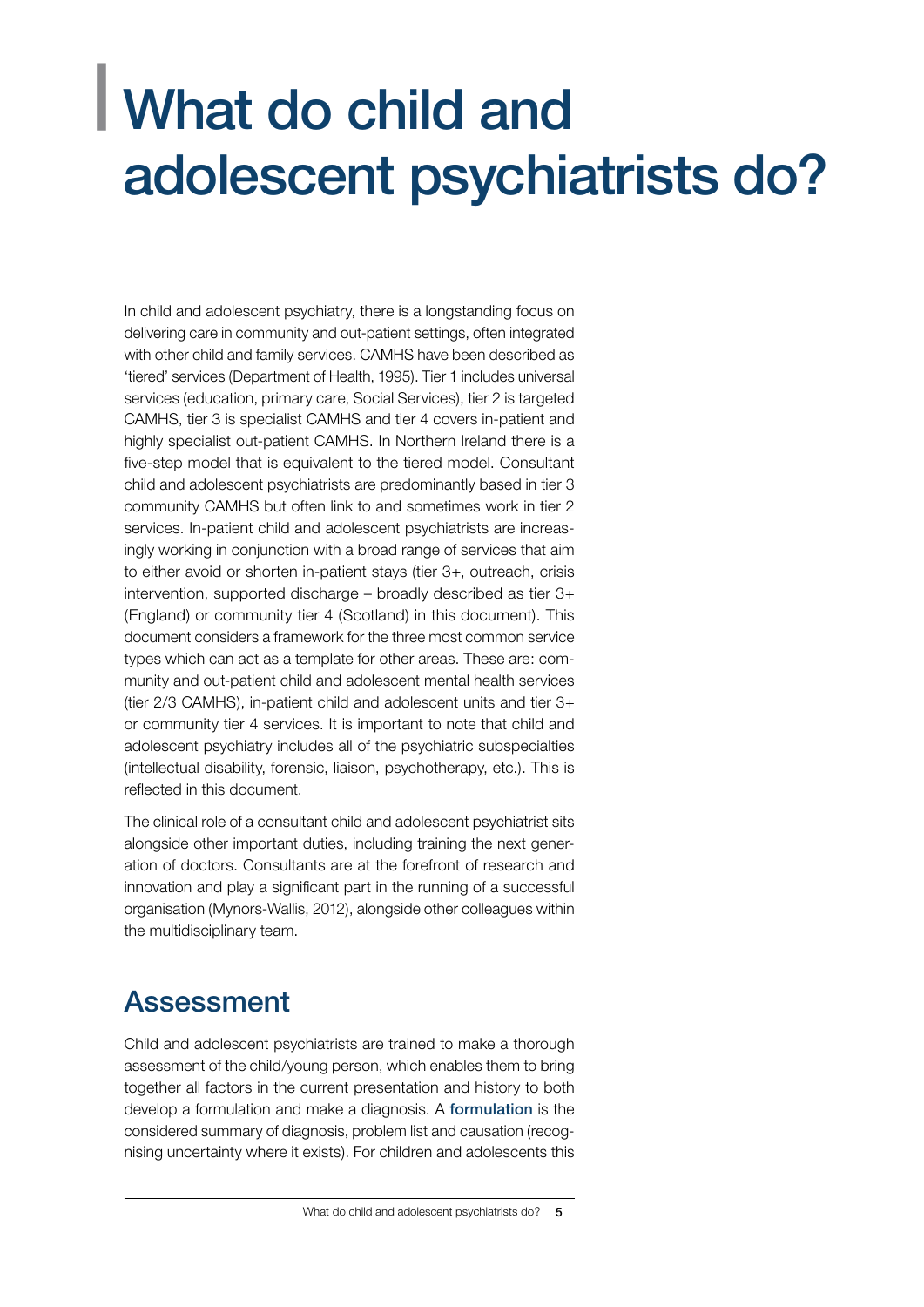# What do child and adolescent psychiatrists do?

In child and adolescent psychiatry, there is a longstanding focus on delivering care in community and out-patient settings, often integrated with other child and family services. CAMHS have been described as 'tiered' services (Department of Health, 1995). Tier 1 includes universal services (education, primary care, Social Services), tier 2 is targeted CAMHS, tier 3 is specialist CAMHS and tier 4 covers in-patient and highly specialist out-patient CAMHS. In Northern Ireland there is a five-step model that is equivalent to the tiered model. Consultant child and adolescent psychiatrists are predominantly based in tier 3 community CAMHS but often link to and sometimes work in tier 2 services. In-patient child and adolescent psychiatrists are increasingly working in conjunction with a broad range of services that aim to either avoid or shorten in-patient stays (tier 3+, outreach, crisis intervention, supported discharge – broadly described as tier 3+ (England) or community tier 4 (Scotland) in this document). This document considers a framework for the three most common service types which can act as a template for other areas. These are: community and out-patient child and adolescent mental health services (tier 2/3 CAMHS), in-patient child and adolescent units and tier 3+ or community tier 4 services. It is important to note that child and adolescent psychiatry includes all of the psychiatric subspecialties (intellectual disability, forensic, liaison, psychotherapy, etc.). This is reflected in this document.

The clinical role of a consultant child and adolescent psychiatrist sits alongside other important duties, including training the next generation of doctors. Consultants are at the forefront of research and innovation and play a significant part in the running of a successful organisation (Mynors-Wallis, 2012), alongside other colleagues within the multidisciplinary team.

## Assessment

Child and adolescent psychiatrists are trained to make a thorough assessment of the child/young person, which enables them to bring together all factors in the current presentation and history to both develop a formulation and make a diagnosis. A **formulation** is the considered summary of diagnosis, problem list and causation (recognising uncertainty where it exists). For children and adolescents this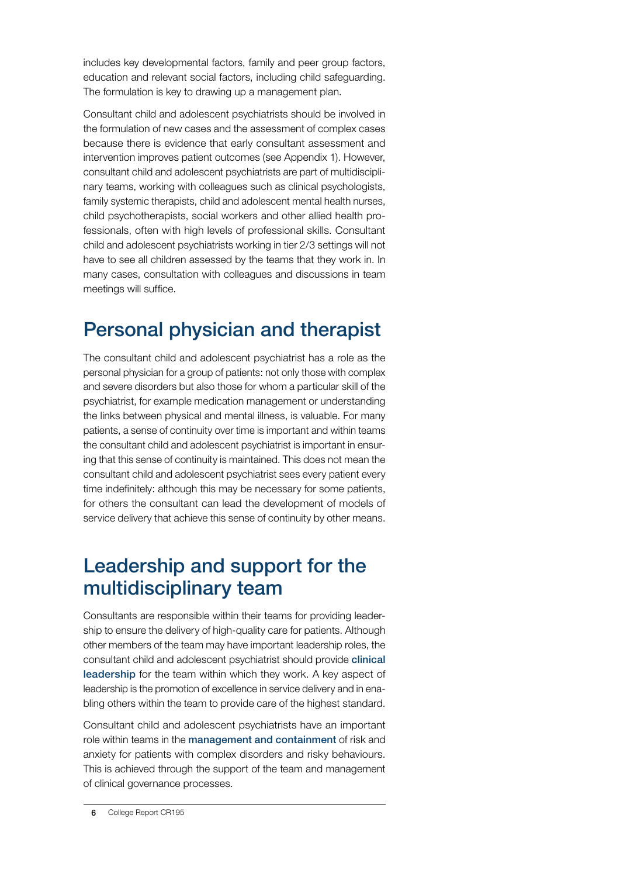includes key developmental factors, family and peer group factors, education and relevant social factors, including child safeguarding. The formulation is key to drawing up a management plan.

Consultant child and adolescent psychiatrists should be involved in the formulation of new cases and the assessment of complex cases because there is evidence that early consultant assessment and intervention improves patient outcomes (see Appendix 1). However, consultant child and adolescent psychiatrists are part of multidisciplinary teams, working with colleagues such as clinical psychologists, family systemic therapists, child and adolescent mental health nurses, child psychotherapists, social workers and other allied health professionals, often with high levels of professional skills. Consultant child and adolescent psychiatrists working in tier 2/3 settings will not have to see all children assessed by the teams that they work in. In many cases, consultation with colleagues and discussions in team meetings will suffice.

## Personal physician and therapist

The consultant child and adolescent psychiatrist has a role as the personal physician for a group of patients: not only those with complex and severe disorders but also those for whom a particular skill of the psychiatrist, for example medication management or understanding the links between physical and mental illness, is valuable. For many patients, a sense of continuity over time is important and within teams the consultant child and adolescent psychiatrist is important in ensuring that this sense of continuity is maintained. This does not mean the consultant child and adolescent psychiatrist sees every patient every time indefinitely: although this may be necessary for some patients, for others the consultant can lead the development of models of service delivery that achieve this sense of continuity by other means.

## Leadership and support for the multidisciplinary team

Consultants are responsible within their teams for providing leadership to ensure the delivery of high-quality care for patients. Although other members of the team may have important leadership roles, the consultant child and adolescent psychiatrist should provide **clinical leadership** for the team within which they work. A key aspect of leadership is the promotion of excellence in service delivery and in enabling others within the team to provide care of the highest standard.

Consultant child and adolescent psychiatrists have an important role within teams in the **management and containment** of risk and anxiety for patients with complex disorders and risky behaviours. This is achieved through the support of the team and management of clinical governance processes.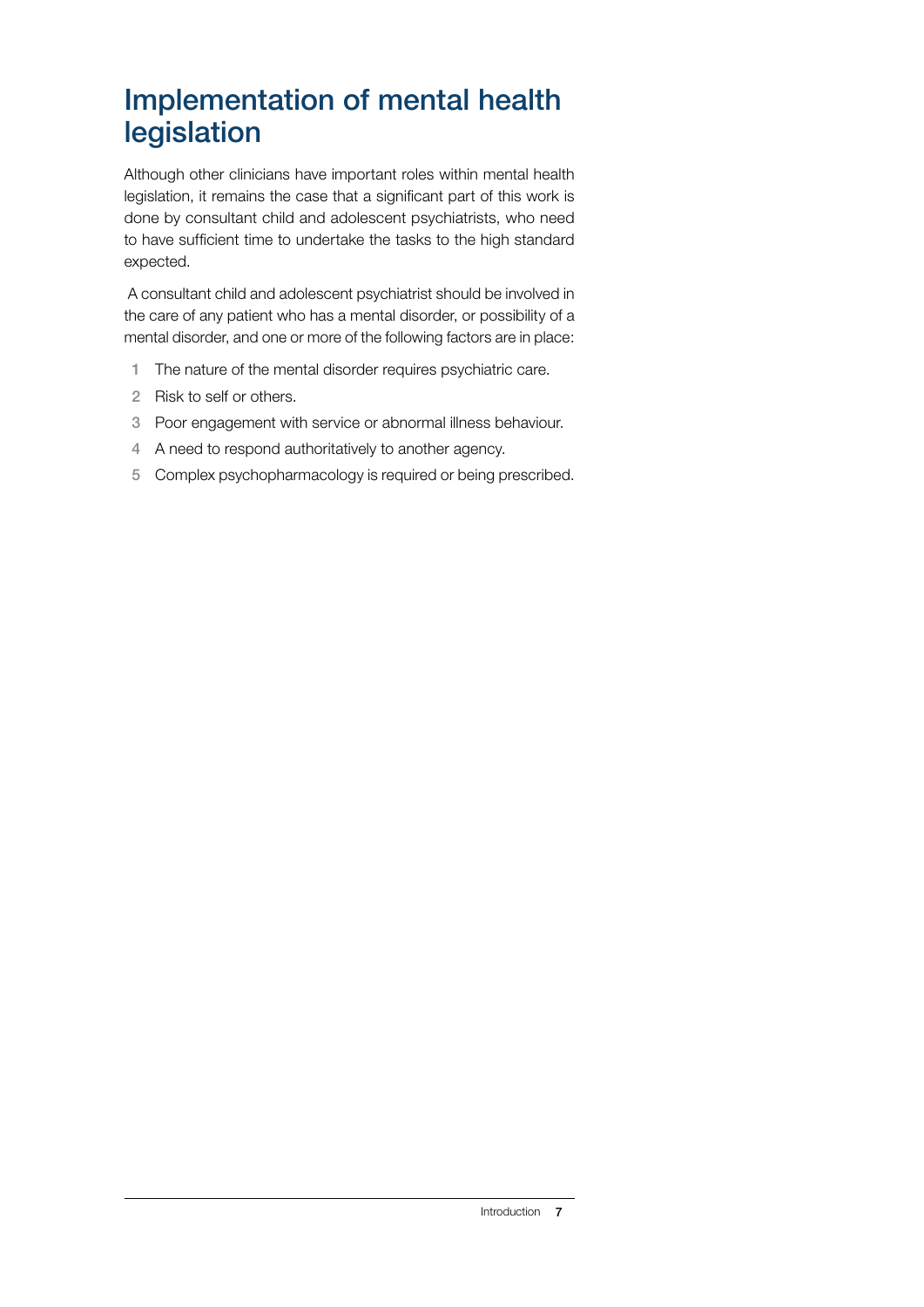# Implementation of mental health legislation

Although other clinicians have important roles within mental health legislation, it remains the case that a significant part of this work is done by consultant child and adolescent psychiatrists, who need to have sufficient time to undertake the tasks to the high standard expected.

A consultant child and adolescent psychiatrist should be involved in the care of any patient who has a mental disorder, or possibility of a mental disorder, and one or more of the following factors are in place:

1. The nature of the mental disorder requires psychiatric care.
2. Risk to self or others.
3. Poor engagement with service or abnormal illness behaviour.
4. A need to respond authoritatively to another agency.
5. Complex psychopharmacology is required or being prescribed.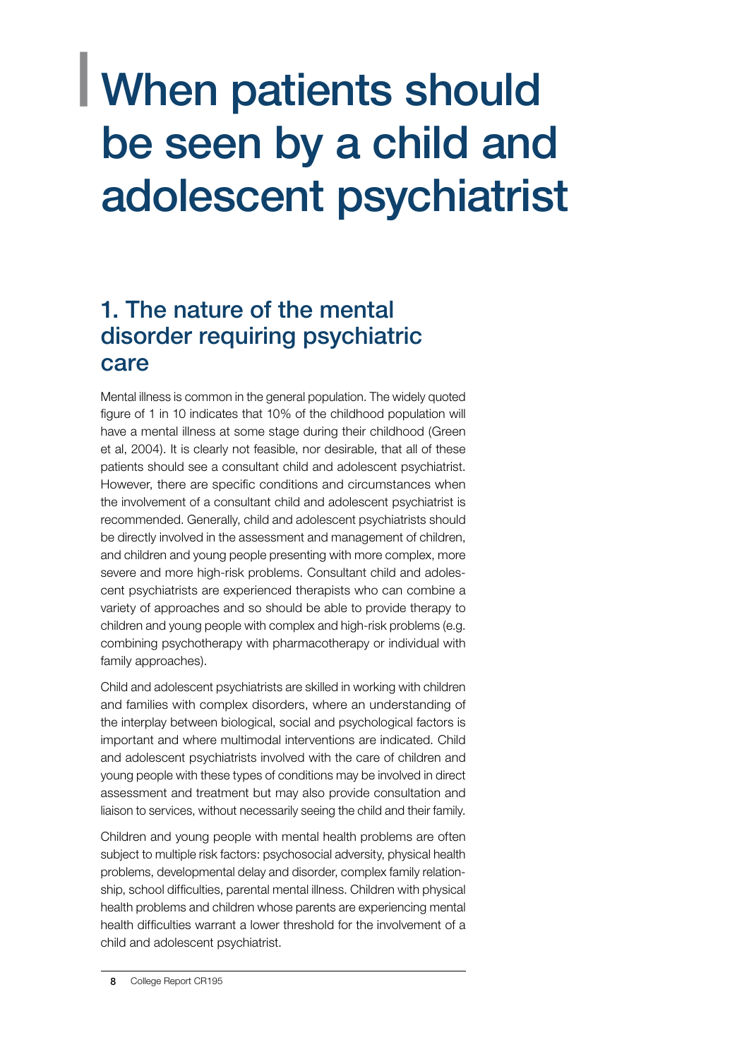# When patients should be seen by a child and adolescent psychiatrist

## 1. The nature of the mental disorder requiring psychiatric care

Mental illness is common in the general population. The widely quoted figure of 1 in 10 indicates that 10% of the childhood population will have a mental illness at some stage during their childhood (Green et al, 2004). It is clearly not feasible, nor desirable, that all of these patients should see a consultant child and adolescent psychiatrist. However, there are specific conditions and circumstances when the involvement of a consultant child and adolescent psychiatrist is recommended. Generally, child and adolescent psychiatrists should be directly involved in the assessment and management of children, and children and young people presenting with more complex, more severe and more high-risk problems. Consultant child and adolescent psychiatrists are experienced therapists who can combine a variety of approaches and so should be able to provide therapy to children and young people with complex and high-risk problems (e.g. combining psychotherapy with pharmacotherapy or individual with family approaches).

Child and adolescent psychiatrists are skilled in working with children and families with complex disorders, where an understanding of the interplay between biological, social and psychological factors is important and where multimodal interventions are indicated. Child and adolescent psychiatrists involved with the care of children and young people with these types of conditions may be involved in direct assessment and treatment but may also provide consultation and liaison to services, without necessarily seeing the child and their family.

Children and young people with mental health problems are often subject to multiple risk factors: psychosocial adversity, physical health problems, developmental delay and disorder, complex family relationship, school difficulties, parental mental illness. Children with physical health problems and children whose parents are experiencing mental health difficulties warrant a lower threshold for the involvement of a child and adolescent psychiatrist.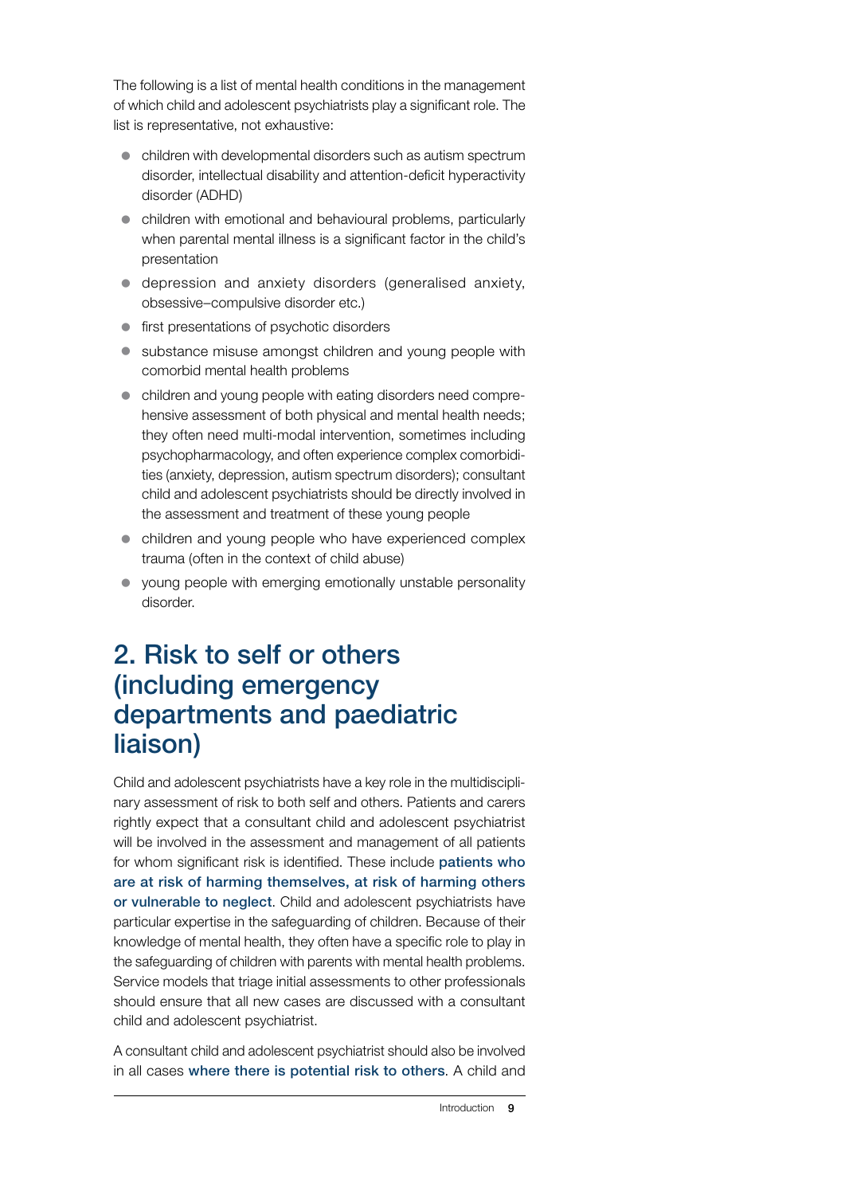The following is a list of mental health conditions in the management of which child and adolescent psychiatrists play a significant role. The list is representative, not exhaustive:

- children with developmental disorders such as autism spectrum disorder, intellectual disability and attention-deficit hyperactivity disorder (ADHD)
- children with emotional and behavioural problems, particularly when parental mental illness is a significant factor in the child's presentation
- depression and anxiety disorders (generalised anxiety, obsessive–compulsive disorder etc.)
- first presentations of psychotic disorders
- substance misuse amongst children and young people with comorbid mental health problems
- children and young people with eating disorders need comprehensive assessment of both physical and mental health needs; they often need multi-modal intervention, sometimes including psychopharmacology, and often experience complex comorbidities (anxiety, depression, autism spectrum disorders); consultant child and adolescent psychiatrists should be directly involved in the assessment and treatment of these young people
- children and young people who have experienced complex trauma (often in the context of child abuse)
- young people with emerging emotionally unstable personality disorder.

## 2. Risk to self or others (including emergency departments and paediatric liaison)

Child and adolescent psychiatrists have a key role in the multidisciplinary assessment of risk to both self and others. Patients and carers rightly expect that a consultant child and adolescent psychiatrist will be involved in the assessment and management of all patients for whom significant risk is identified. These include **patients who are at risk of harming themselves, at risk of harming others or vulnerable to neglect**. Child and adolescent psychiatrists have particular expertise in the safeguarding of children. Because of their knowledge of mental health, they often have a specific role to play in the safeguarding of children with parents with mental health problems. Service models that triage initial assessments to other professionals should ensure that all new cases are discussed with a consultant child and adolescent psychiatrist.

A consultant child and adolescent psychiatrist should also be involved in all cases **where there is potential risk to others**. A child and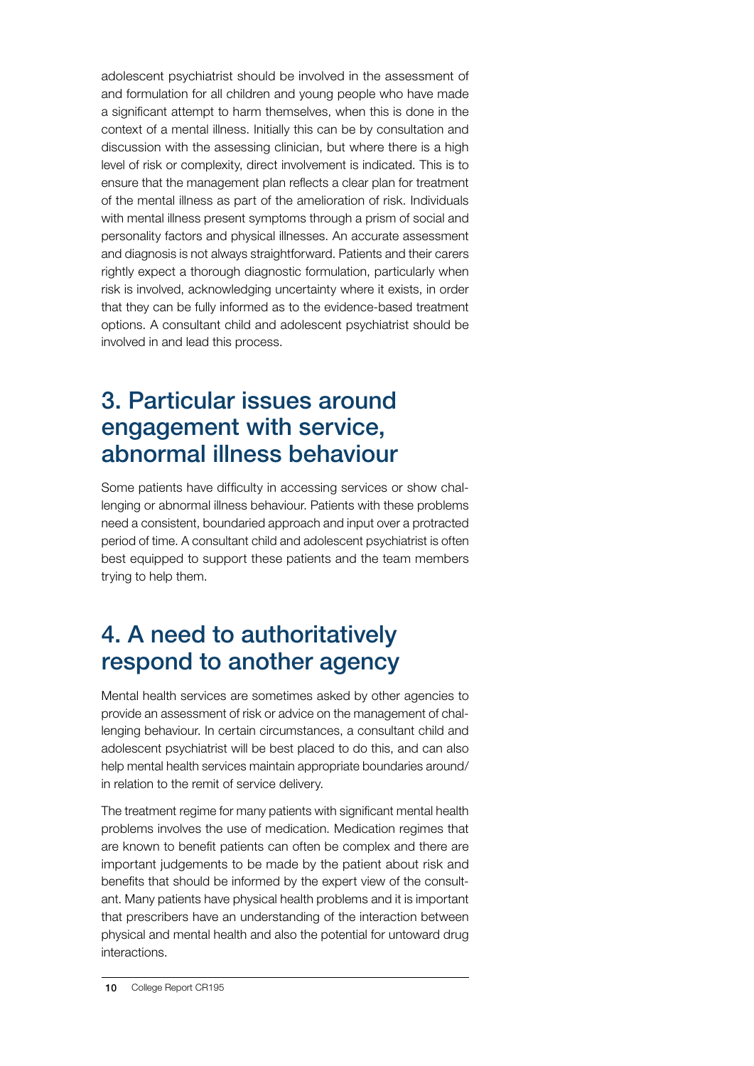adolescent psychiatrist should be involved in the assessment of and formulation for all children and young people who have made a significant attempt to harm themselves, when this is done in the context of a mental illness. Initially this can be by consultation and discussion with the assessing clinician, but where there is a high level of risk or complexity, direct involvement is indicated. This is to ensure that the management plan reflects a clear plan for treatment of the mental illness as part of the amelioration of risk. Individuals with mental illness present symptoms through a prism of social and personality factors and physical illnesses. An accurate assessment and diagnosis is not always straightforward. Patients and their carers rightly expect a thorough diagnostic formulation, particularly when risk is involved, acknowledging uncertainty where it exists, in order that they can be fully informed as to the evidence-based treatment options. A consultant child and adolescent psychiatrist should be involved in and lead this process.

## 3. Particular issues around engagement with service, abnormal illness behaviour

Some patients have difficulty in accessing services or show challenging or abnormal illness behaviour. Patients with these problems need a consistent, boundaried approach and input over a protracted period of time. A consultant child and adolescent psychiatrist is often best equipped to support these patients and the team members trying to help them.

## 4. A need to authoritatively respond to another agency

Mental health services are sometimes asked by other agencies to provide an assessment of risk or advice on the management of challenging behaviour. In certain circumstances, a consultant child and adolescent psychiatrist will be best placed to do this, and can also help mental health services maintain appropriate boundaries around/in relation to the remit of service delivery.

The treatment regime for many patients with significant mental health problems involves the use of medication. Medication regimes that are known to benefit patients can often be complex and there are important judgements to be made by the patient about risk and benefits that should be informed by the expert view of the consultant. Many patients have physical health problems and it is important that prescribers have an understanding of the interaction between physical and mental health and also the potential for untoward drug interactions.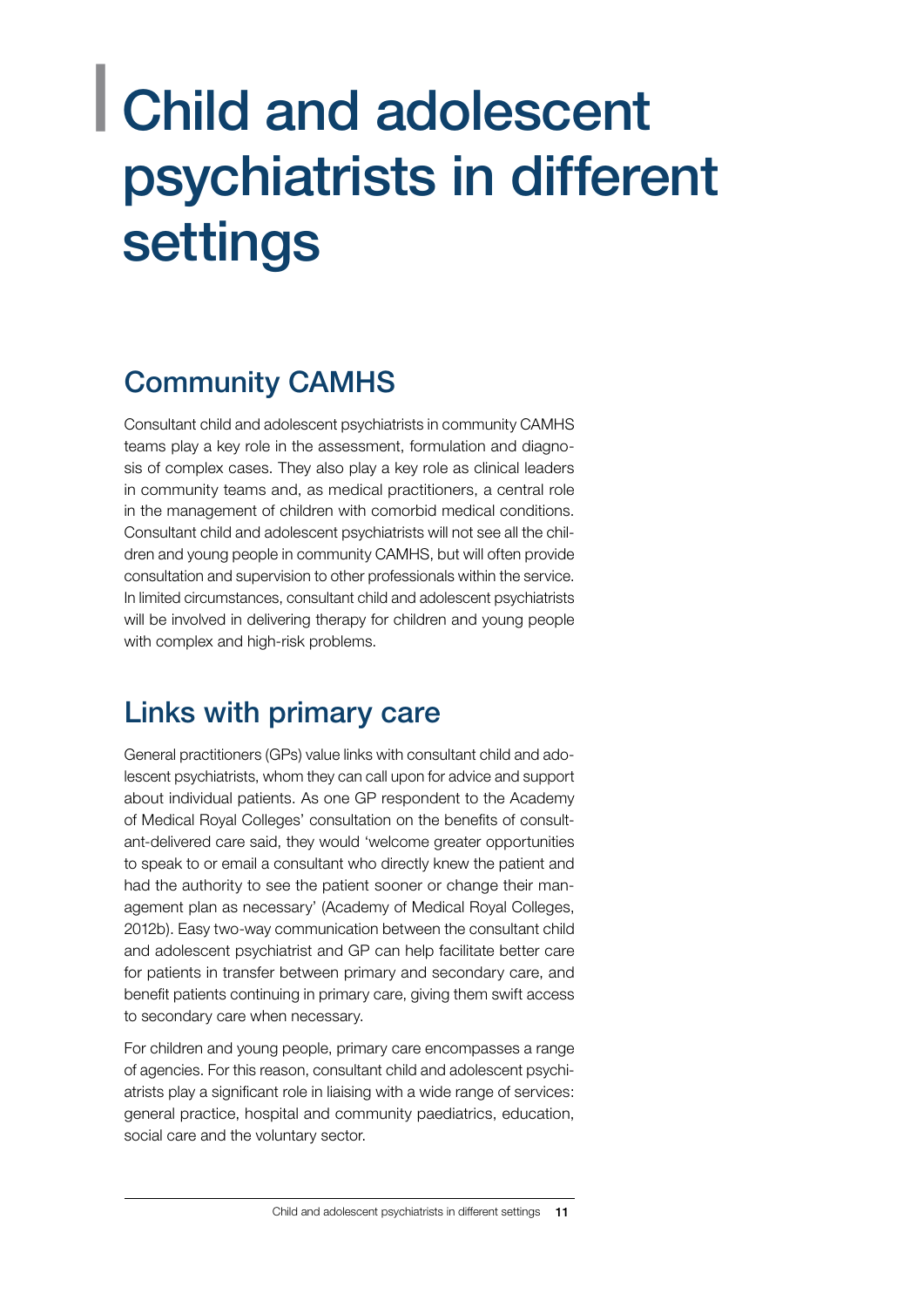# Child and adolescent psychiatrists in different settings

## Community CAMHS

Consultant child and adolescent psychiatrists in community CAMHS teams play a key role in the assessment, formulation and diagnosis of complex cases. They also play a key role as clinical leaders in community teams and, as medical practitioners, a central role in the management of children with comorbid medical conditions. Consultant child and adolescent psychiatrists will not see all the children and young people in community CAMHS, but will often provide consultation and supervision to other professionals within the service. In limited circumstances, consultant child and adolescent psychiatrists will be involved in delivering therapy for children and young people with complex and high-risk problems.

## Links with primary care

General practitioners (GPs) value links with consultant child and adolescent psychiatrists, whom they can call upon for advice and support about individual patients. As one GP respondent to the Academy of Medical Royal Colleges' consultation on the benefits of consultant-delivered care said, they would 'welcome greater opportunities to speak to or email a consultant who directly knew the patient and had the authority to see the patient sooner or change their management plan as necessary' (Academy of Medical Royal Colleges, 2012b). Easy two-way communication between the consultant child and adolescent psychiatrist and GP can help facilitate better care for patients in transfer between primary and secondary care, and benefit patients continuing in primary care, giving them swift access to secondary care when necessary.

For children and young people, primary care encompasses a range of agencies. For this reason, consultant child and adolescent psychiatrists play a significant role in liaising with a wide range of services: general practice, hospital and community paediatrics, education, social care and the voluntary sector.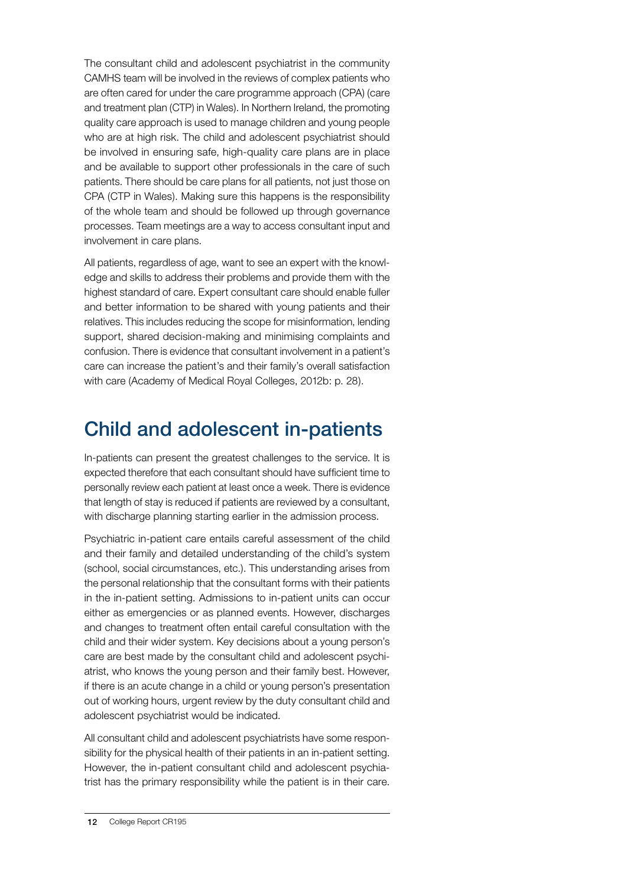The consultant child and adolescent psychiatrist in the community CAMHS team will be involved in the reviews of complex patients who are often cared for under the care programme approach (CPA) (care and treatment plan (CTP) in Wales). In Northern Ireland, the promoting quality care approach is used to manage children and young people who are at high risk. The child and adolescent psychiatrist should be involved in ensuring safe, high-quality care plans are in place and be available to support other professionals in the care of such patients. There should be care plans for all patients, not just those on CPA (CTP in Wales). Making sure this happens is the responsibility of the whole team and should be followed up through governance processes. Team meetings are a way to access consultant input and involvement in care plans.

All patients, regardless of age, want to see an expert with the knowledge and skills to address their problems and provide them with the highest standard of care. Expert consultant care should enable fuller and better information to be shared with young patients and their relatives. This includes reducing the scope for misinformation, lending support, shared decision-making and minimising complaints and confusion. There is evidence that consultant involvement in a patient's care can increase the patient's and their family's overall satisfaction with care (Academy of Medical Royal Colleges, 2012b: p. 28).

## Child and adolescent in-patients

In-patients can present the greatest challenges to the service. It is expected therefore that each consultant should have sufficient time to personally review each patient at least once a week. There is evidence that length of stay is reduced if patients are reviewed by a consultant, with discharge planning starting earlier in the admission process.

Psychiatric in-patient care entails careful assessment of the child and their family and detailed understanding of the child's system (school, social circumstances, etc.). This understanding arises from the personal relationship that the consultant forms with their patients in the in-patient setting. Admissions to in-patient units can occur either as emergencies or as planned events. However, discharges and changes to treatment often entail careful consultation with the child and their wider system. Key decisions about a young person's care are best made by the consultant child and adolescent psychiatrist, who knows the young person and their family best. However, if there is an acute change in a child or young person's presentation out of working hours, urgent review by the duty consultant child and adolescent psychiatrist would be indicated.

All consultant child and adolescent psychiatrists have some responsibility for the physical health of their patients in an in-patient setting. However, the in-patient consultant child and adolescent psychiatrist has the primary responsibility while the patient is in their care.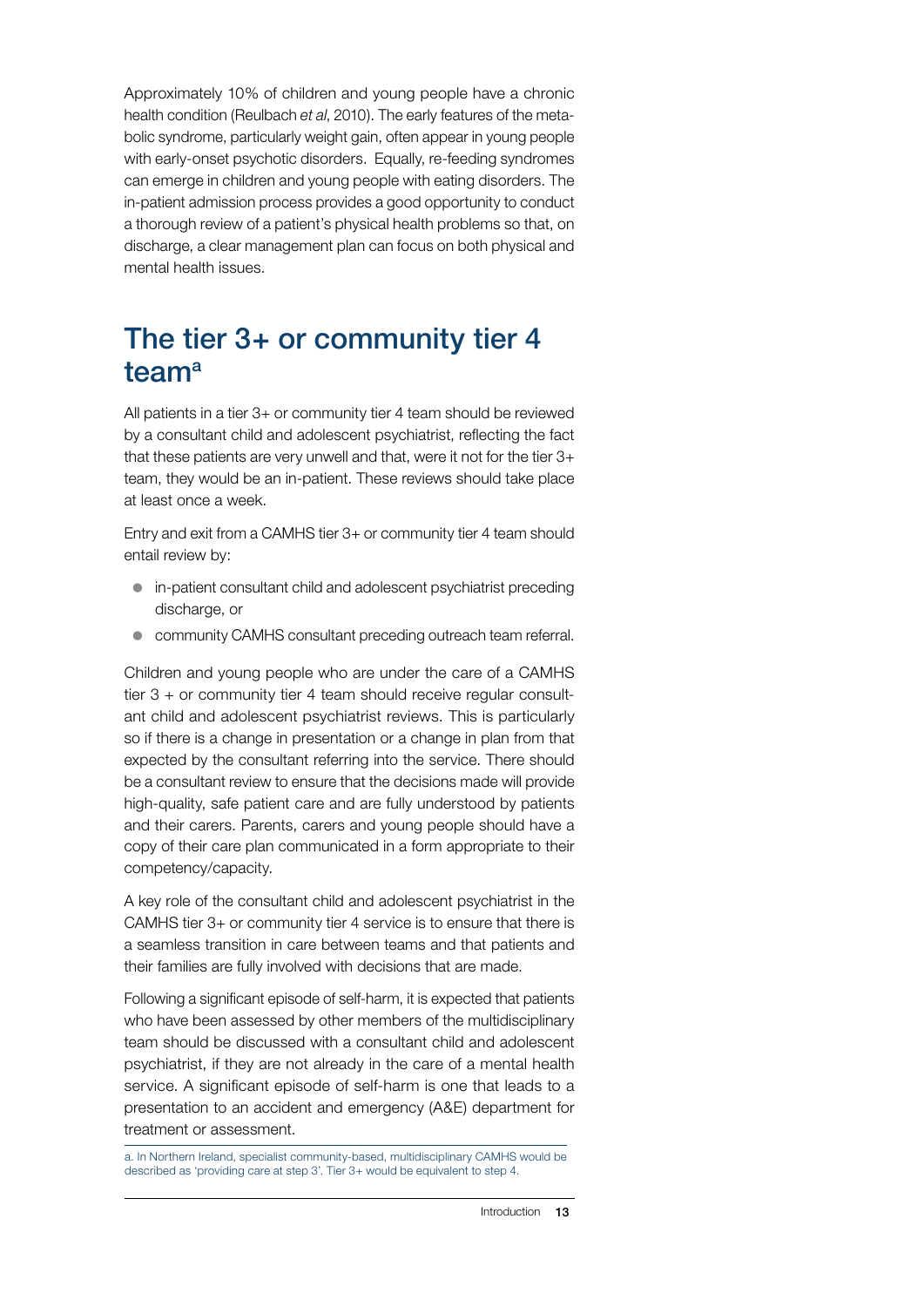Approximately 10% of children and young people have a chronic health condition (Reulbach *et al*, 2010). The early features of the metabolic syndrome, particularly weight gain, often appear in young people with early-onset psychotic disorders. Equally, re-feeding syndromes can emerge in children and young people with eating disorders. The in-patient admission process provides a good opportunity to conduct a thorough review of a patient's physical health problems so that, on discharge, a clear management plan can focus on both physical and mental health issues.

## The tier 3+ or community tier 4 team[a]

All patients in a tier 3+ or community tier 4 team should be reviewed by a consultant child and adolescent psychiatrist, reflecting the fact that these patients are very unwell and that, were it not for the tier 3+ team, they would be an in-patient. These reviews should take place at least once a week.

Entry and exit from a CAMHS tier 3+ or community tier 4 team should entail review by:

- in-patient consultant child and adolescent psychiatrist preceding discharge, or
- community CAMHS consultant preceding outreach team referral.

Children and young people who are under the care of a CAMHS tier 3 + or community tier 4 team should receive regular consultant child and adolescent psychiatrist reviews. This is particularly so if there is a change in presentation or a change in plan from that expected by the consultant referring into the service. There should be a consultant review to ensure that the decisions made will provide high-quality, safe patient care and are fully understood by patients and their carers. Parents, carers and young people should have a copy of their care plan communicated in a form appropriate to their competency/capacity.

A key role of the consultant child and adolescent psychiatrist in the CAMHS tier 3+ or community tier 4 service is to ensure that there is a seamless transition in care between teams and that patients and their families are fully involved with decisions that are made.

Following a significant episode of self-harm, it is expected that patients who have been assessed by other members of the multidisciplinary team should be discussed with a consultant child and adolescent psychiatrist, if they are not already in the care of a mental health service. A significant episode of self-harm is one that leads to a presentation to an accident and emergency (A&E) department for treatment or assessment.

a. In Northern Ireland, specialist community-based, multidisciplinary CAMHS would be described as 'providing care at step 3'. Tier 3+ would be equivalent to step 4.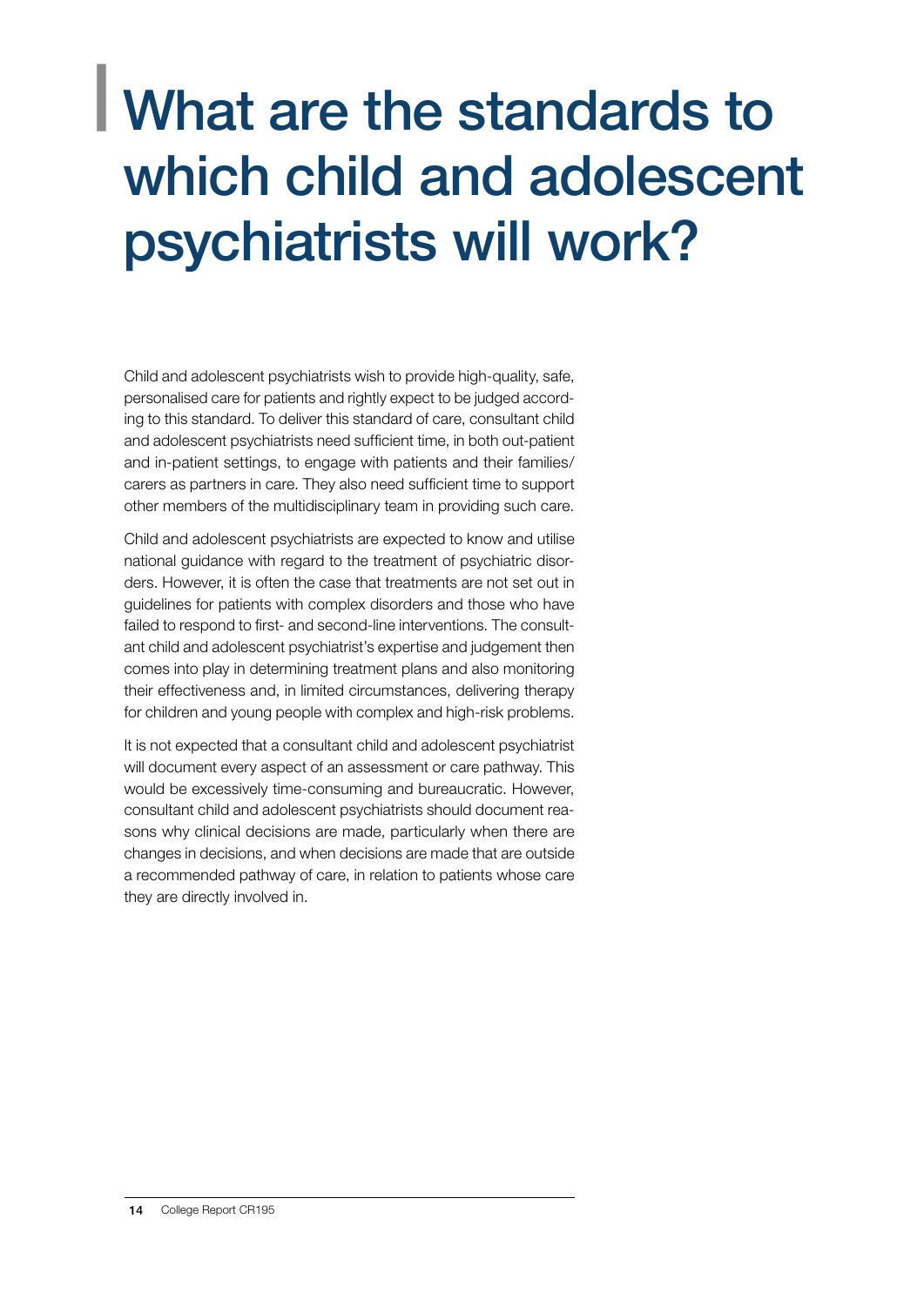# What are the standards to which child and adolescent psychiatrists will work?

Child and adolescent psychiatrists wish to provide high-quality, safe, personalised care for patients and rightly expect to be judged according to this standard. To deliver this standard of care, consultant child and adolescent psychiatrists need sufficient time, in both out-patient and in-patient settings, to engage with patients and their families/carers as partners in care. They also need sufficient time to support other members of the multidisciplinary team in providing such care.

Child and adolescent psychiatrists are expected to know and utilise national guidance with regard to the treatment of psychiatric disorders. However, it is often the case that treatments are not set out in guidelines for patients with complex disorders and those who have failed to respond to first- and second-line interventions. The consultant child and adolescent psychiatrist's expertise and judgement then comes into play in determining treatment plans and also monitoring their effectiveness and, in limited circumstances, delivering therapy for children and young people with complex and high-risk problems.

It is not expected that a consultant child and adolescent psychiatrist will document every aspect of an assessment or care pathway. This would be excessively time-consuming and bureaucratic. However, consultant child and adolescent psychiatrists should document reasons why clinical decisions are made, particularly when there are changes in decisions, and when decisions are made that are outside a recommended pathway of care, in relation to patients whose care they are directly involved in.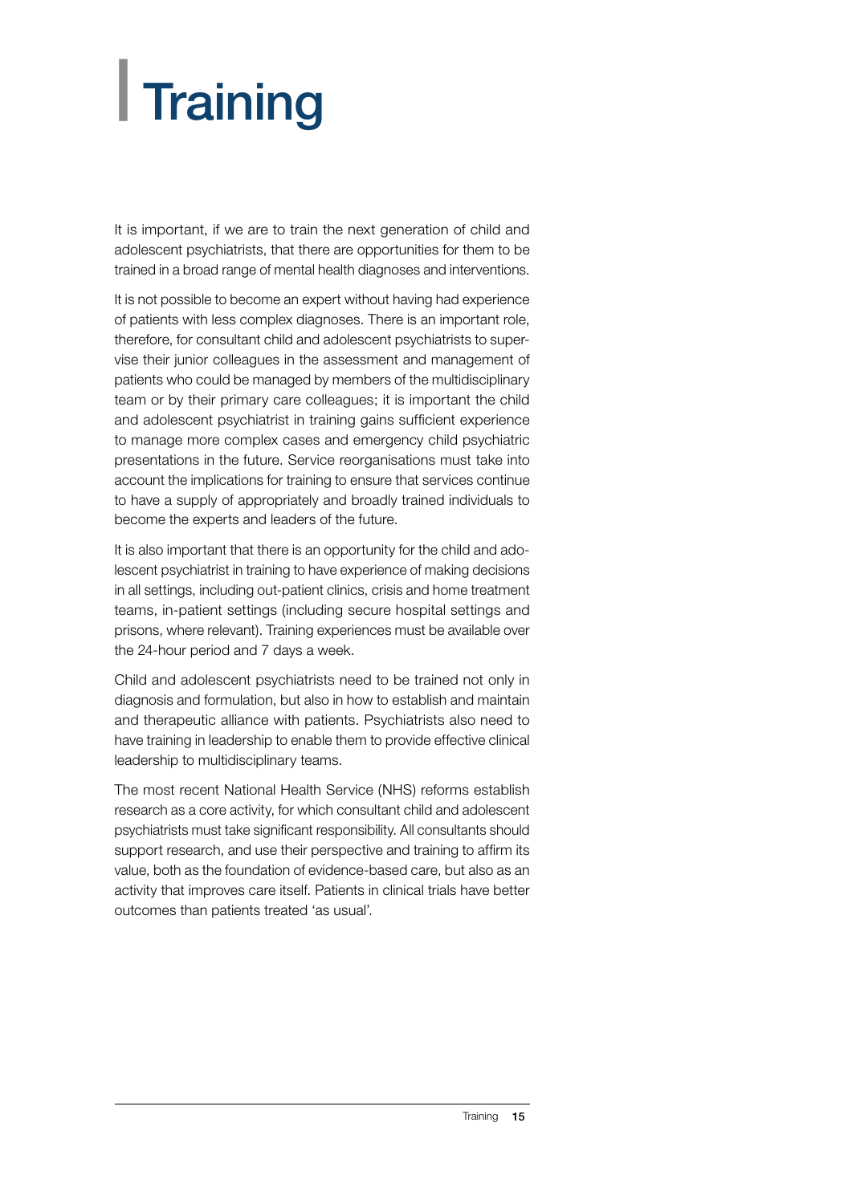# Training

It is important, if we are to train the next generation of child and adolescent psychiatrists, that there are opportunities for them to be trained in a broad range of mental health diagnoses and interventions.

It is not possible to become an expert without having had experience of patients with less complex diagnoses. There is an important role, therefore, for consultant child and adolescent psychiatrists to supervise their junior colleagues in the assessment and management of patients who could be managed by members of the multidisciplinary team or by their primary care colleagues; it is important the child and adolescent psychiatrist in training gains sufficient experience to manage more complex cases and emergency child psychiatric presentations in the future. Service reorganisations must take into account the implications for training to ensure that services continue to have a supply of appropriately and broadly trained individuals to become the experts and leaders of the future.

It is also important that there is an opportunity for the child and adolescent psychiatrist in training to have experience of making decisions in all settings, including out-patient clinics, crisis and home treatment teams, in-patient settings (including secure hospital settings and prisons, where relevant). Training experiences must be available over the 24-hour period and 7 days a week.

Child and adolescent psychiatrists need to be trained not only in diagnosis and formulation, but also in how to establish and maintain and therapeutic alliance with patients. Psychiatrists also need to have training in leadership to enable them to provide effective clinical leadership to multidisciplinary teams.

The most recent National Health Service (NHS) reforms establish research as a core activity, for which consultant child and adolescent psychiatrists must take significant responsibility. All consultants should support research, and use their perspective and training to affirm its value, both as the foundation of evidence-based care, but also as an activity that improves care itself. Patients in clinical trials have better outcomes than patients treated 'as usual'.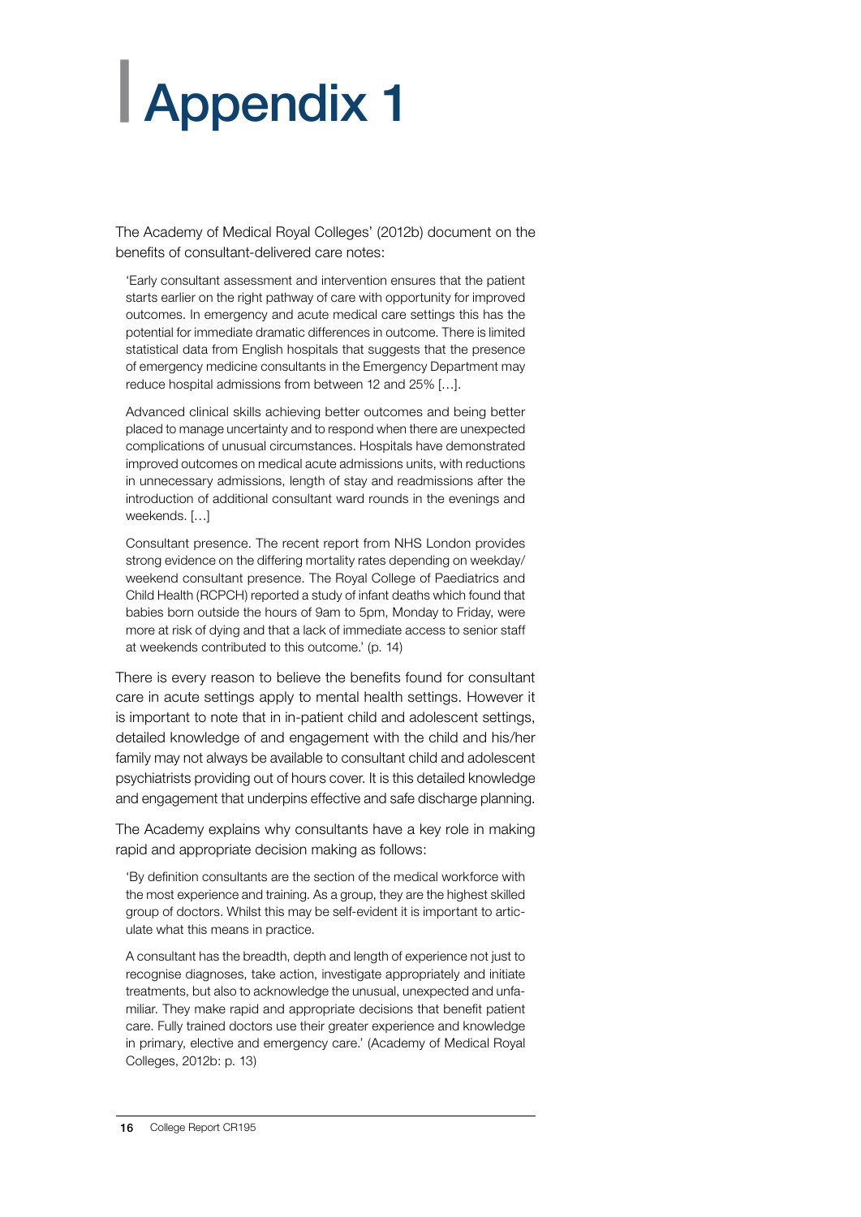# Appendix 1

The Academy of Medical Royal Colleges' (2012b) document on the benefits of consultant-delivered care notes:

> 'Early consultant assessment and intervention ensures that the patient starts earlier on the right pathway of care with opportunity for improved outcomes. In emergency and acute medical care settings this has the potential for immediate dramatic differences in outcome. There is limited statistical data from English hospitals that suggests that the presence of emergency medicine consultants in the Emergency Department may reduce hospital admissions from between 12 and 25% […].
>
> Advanced clinical skills achieving better outcomes and being better placed to manage uncertainty and to respond when there are unexpected complications of unusual circumstances. Hospitals have demonstrated improved outcomes on medical acute admissions units, with reductions in unnecessary admissions, length of stay and readmissions after the introduction of additional consultant ward rounds in the evenings and weekends. […]
>
> Consultant presence. The recent report from NHS London provides strong evidence on the differing mortality rates depending on weekday/weekend consultant presence. The Royal College of Paediatrics and Child Health (RCPCH) reported a study of infant deaths which found that babies born outside the hours of 9am to 5pm, Monday to Friday, were more at risk of dying and that a lack of immediate access to senior staff at weekends contributed to this outcome.' (p. 14)

There is every reason to believe the benefits found for consultant care in acute settings apply to mental health settings. However it is important to note that in in-patient child and adolescent settings, detailed knowledge of and engagement with the child and his/her family may not always be available to consultant child and adolescent psychiatrists providing out of hours cover. It is this detailed knowledge and engagement that underpins effective and safe discharge planning.

The Academy explains why consultants have a key role in making rapid and appropriate decision making as follows:

> 'By definition consultants are the section of the medical workforce with the most experience and training. As a group, they are the highest skilled group of doctors. Whilst this may be self-evident it is important to articulate what this means in practice.
>
> A consultant has the breadth, depth and length of experience not just to recognise diagnoses, take action, investigate appropriately and initiate treatments, but also to acknowledge the unusual, unexpected and unfamiliar. They make rapid and appropriate decisions that benefit patient care. Fully trained doctors use their greater experience and knowledge in primary, elective and emergency care.' (Academy of Medical Royal Colleges, 2012b: p. 13)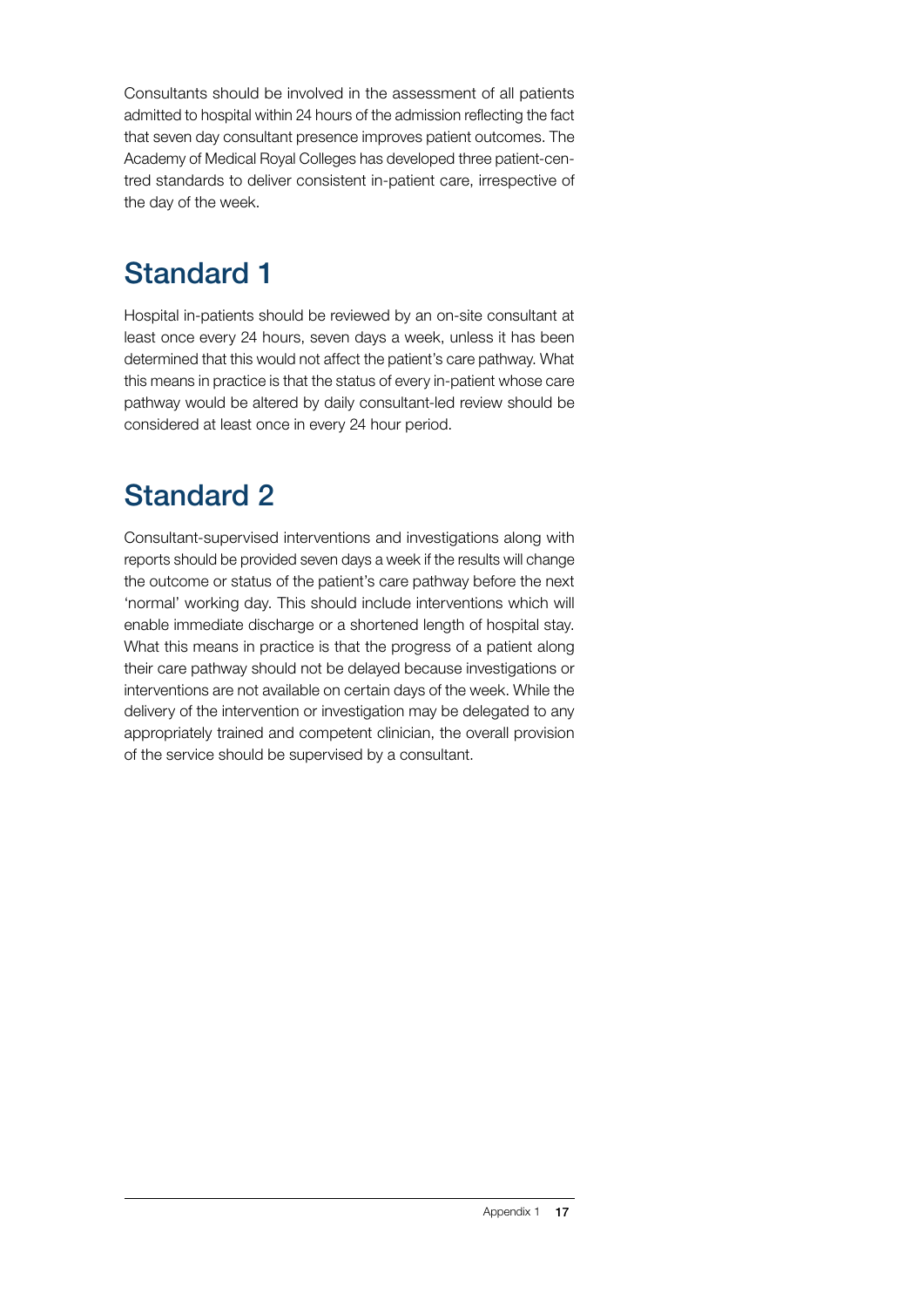Consultants should be involved in the assessment of all patients admitted to hospital within 24 hours of the admission reflecting the fact that seven day consultant presence improves patient outcomes. The Academy of Medical Royal Colleges has developed three patient-centred standards to deliver consistent in-patient care, irrespective of the day of the week.

## Standard 1

Hospital in-patients should be reviewed by an on-site consultant at least once every 24 hours, seven days a week, unless it has been determined that this would not affect the patient's care pathway. What this means in practice is that the status of every in-patient whose care pathway would be altered by daily consultant-led review should be considered at least once in every 24 hour period.

## Standard 2

Consultant-supervised interventions and investigations along with reports should be provided seven days a week if the results will change the outcome or status of the patient's care pathway before the next 'normal' working day. This should include interventions which will enable immediate discharge or a shortened length of hospital stay. What this means in practice is that the progress of a patient along their care pathway should not be delayed because investigations or interventions are not available on certain days of the week. While the delivery of the intervention or investigation may be delegated to any appropriately trained and competent clinician, the overall provision of the service should be supervised by a consultant.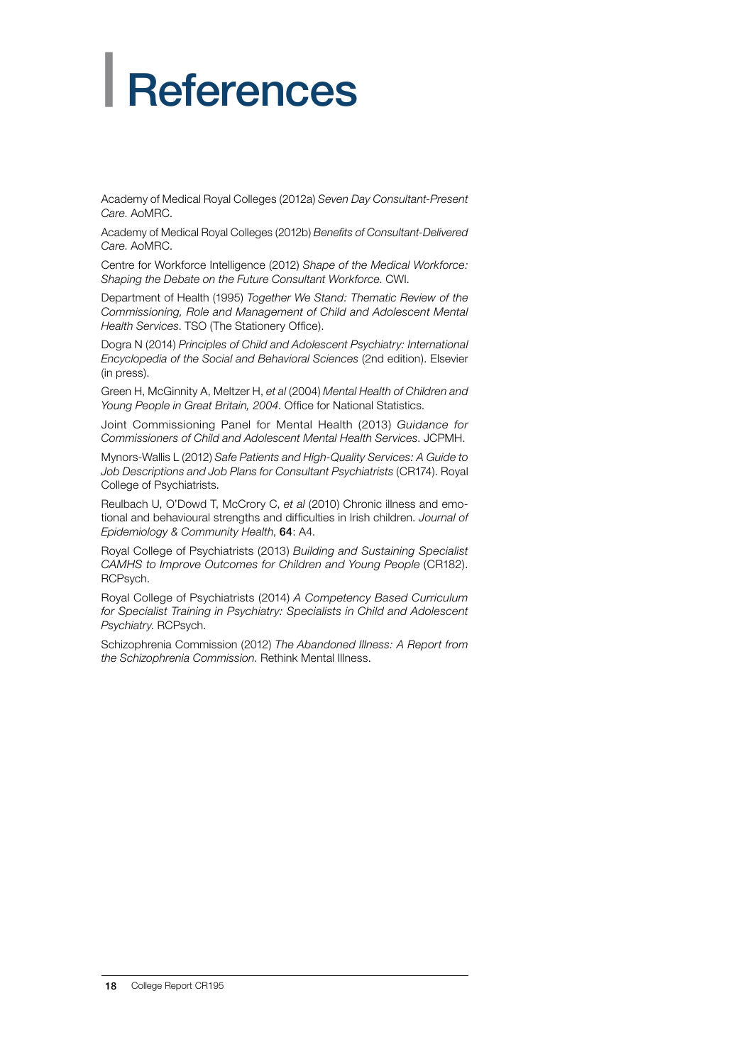# References

Academy of Medical Royal Colleges (2012a) *Seven Day Consultant-Present Care*. AoMRC.

Academy of Medical Royal Colleges (2012b) *Benefits of Consultant-Delivered Care*. AoMRC.

Centre for Workforce Intelligence (2012) *Shape of the Medical Workforce: Shaping the Debate on the Future Consultant Workforce*. CWI.

Department of Health (1995) *Together We Stand: Thematic Review of the Commissioning, Role and Management of Child and Adolescent Mental Health Services*. TSO (The Stationery Office).

Dogra N (2014) *Principles of Child and Adolescent Psychiatry: International Encyclopedia of the Social and Behavioral Sciences* (2nd edition). Elsevier (in press).

Green H, McGinnity A, Meltzer H, *et al* (2004) *Mental Health of Children and Young People in Great Britain, 2004*. Office for National Statistics.

Joint Commissioning Panel for Mental Health (2013) *Guidance for Commissioners of Child and Adolescent Mental Health Services*. JCPMH.

Mynors-Wallis L (2012) *Safe Patients and High-Quality Services: A Guide to Job Descriptions and Job Plans for Consultant Psychiatrists* (CR174). Royal College of Psychiatrists.

Reulbach U, O'Dowd T, McCrory C, *et al* (2010) Chronic illness and emotional and behavioural strengths and difficulties in Irish children. *Journal of Epidemiology & Community Health*, **64**: A4.

Royal College of Psychiatrists (2013) *Building and Sustaining Specialist CAMHS to Improve Outcomes for Children and Young People* (CR182). RCPsych.

Royal College of Psychiatrists (2014) *A Competency Based Curriculum for Specialist Training in Psychiatry: Specialists in Child and Adolescent Psychiatry*. RCPsych.

Schizophrenia Commission (2012) *The Abandoned Illness: A Report from the Schizophrenia Commission*. Rethink Mental Illness.